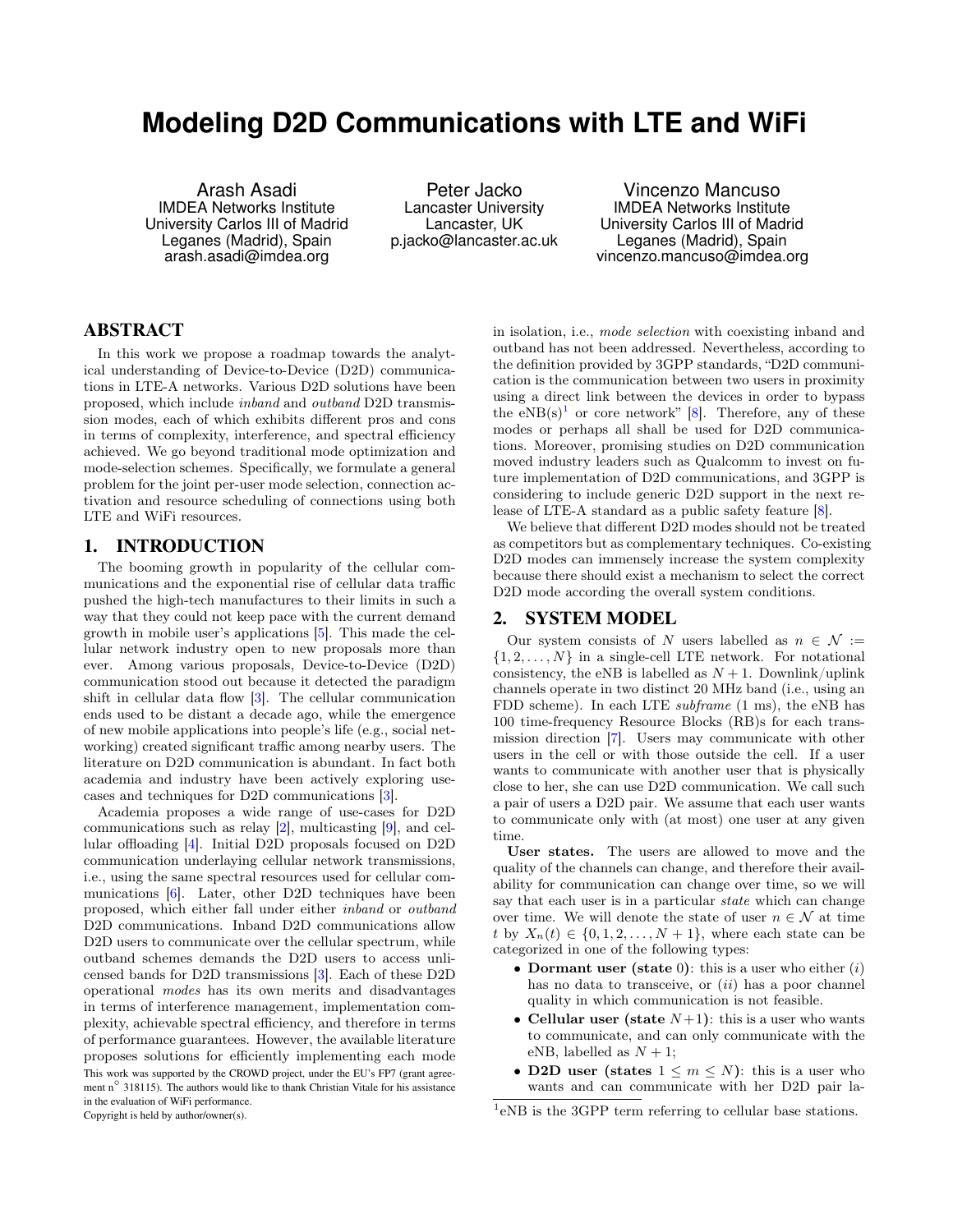# Modeling D2D Communications with LTE and WiFi

Arash Asadi
IMDEA Networks Institute
University Carlos III of Madrid
Leganes (Madrid), Spain
arash.asadi@imdea.org

Peter Jacko
Lancaster University
Lancaster, UK
p.jacko@lancaster.ac.uk

Vincenzo Mancuso
IMDEA Networks Institute
University Carlos III of Madrid
Leganes (Madrid), Spain
vincenzo.mancuso@imdea.org

## ABSTRACT

In this work we propose a roadmap towards the analytical understanding of Device-to-Device (D2D) communications in LTE-A networks. Various D2D solutions have been proposed, which include *inband* and *outband* D2D transmission modes, each of which exhibits different pros and cons in terms of complexity, interference, and spectral efficiency achieved. We go beyond traditional mode optimization and mode-selection schemes. Specifically, we formulate a general problem for the joint per-user mode selection, connection activation and resource scheduling of connections using both LTE and WiFi resources.

## 1. INTRODUCTION

The booming growth in popularity of the cellular communications and the exponential rise of cellular data traffic pushed the high-tech manufactures to their limits in such a way that they could not keep pace with the current demand growth in mobile user's applications [5]. This made the cellular network industry open to new proposals more than ever. Among various proposals, Device-to-Device (D2D) communication stood out because it detected the paradigm shift in cellular data flow [3]. The cellular communication ends used to be distant a decade ago, while the emergence of new mobile applications into people's life (e.g., social networking) created significant traffic among nearby users. The literature on D2D communication is abundant. In fact both academia and industry have been actively exploring use-cases and techniques for D2D communications [3].

Academia proposes a wide range of use-cases for D2D communications such as relay [2], multicasting [9], and cellular offloading [4]. Initial D2D proposals focused on D2D communication underlaying cellular network transmissions, i.e., using the same spectral resources used for cellular communications [6]. Later, other D2D techniques have been proposed, which either fall under either *inband* or *outband* D2D communications. Inband D2D communications allow D2D users to communicate over the cellular spectrum, while outband schemes demands the D2D users to access unlicensed bands for D2D transmissions [3]. Each of these D2D operational *modes* has its own merits and disadvantages in terms of interference management, implementation complexity, achievable spectral efficiency, and therefore in terms of performance guarantees. However, the available literature proposes solutions for efficiently implementing each mode in isolation, i.e., *mode selection* with coexisting inband and outband has not been addressed. Nevertheless, according to the definition provided by 3GPP standards, "D2D communication is the communication between two users in proximity using a direct link between the devices in order to bypass the eNB(s)[1] or core network" [8]. Therefore, any of these modes or perhaps all shall be used for D2D communications. Moreover, promising studies on D2D communication moved industry leaders such as Qualcomm to invest on future implementation of D2D communications, and 3GPP is considering to include generic D2D support in the next release of LTE-A standard as a public safety feature [8].

We believe that different D2D modes should not be treated as competitors but as complementary techniques. Co-existing D2D modes can immensely increase the system complexity because there should exist a mechanism to select the correct D2D mode according the overall system conditions.

This work was supported by the CROWD project, under the EU's FP7 (grant agreement n° 318115). The authors would like to thank Christian Vitale for his assistance in the evaluation of WiFi performance.
Copyright is held by author/owner(s).

## 2. SYSTEM MODEL

Our system consists of $N$ users labelled as $n \in \mathcal{N} := \{1, 2, \ldots, N\}$ in a single-cell LTE network. For notational consistency, the eNB is labelled as $N+1$. Downlink/uplink channels operate in two distinct 20 MHz band (i.e., using an FDD scheme). In each LTE *subframe* (1 ms), the eNB has 100 time-frequency Resource Blocks (RB)s for each transmission direction [7]. Users may communicate with other users in the cell or with those outside the cell. If a user wants to communicate with another user that is physically close to her, she can use D2D communication. We call such a pair of users a D2D pair. We assume that each user wants to communicate only with (at most) one user at any given time.

**User states.** The users are allowed to move and the quality of the channels can change, and therefore their availability for communication can change over time, so we will say that each user is in a particular *state* which can change over time. We will denote the state of user $n \in \mathcal{N}$ at time $t$ by $X_n(t) \in \{0, 1, 2, \ldots, N+1\}$, where each state can be categorized in one of the following types:

- **Dormant user (state 0)**: this is a user who either ($i$) has no data to transceive, or ($ii$) has a poor channel quality in which communication is not feasible.
- **Cellular user (state $N+1$)**: this is a user who wants to communicate, and can only communicate with the eNB, labelled as $N+1$;
- **D2D user (states $1 \leq m \leq N$)**: this is a user who wants and can communicate with her D2D pair la-

[1] eNB is the 3GPP term referring to cellular base stations.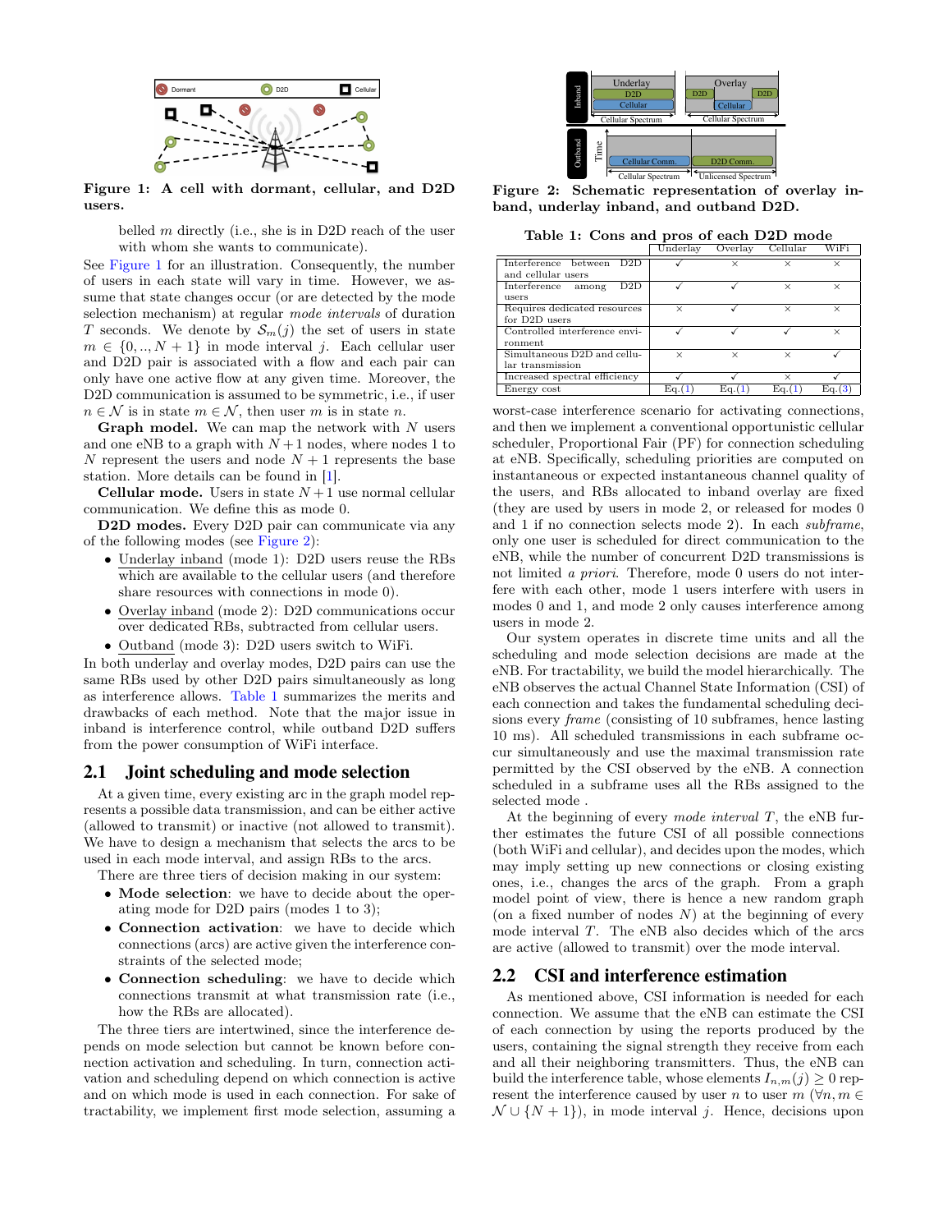Figure 1: A cell with dormant, cellular, and D2D users.

belled $m$ directly (i.e., she is in D2D reach of the user with whom she wants to communicate).

See Figure 1 for an illustration. Consequently, the number of users in each state will vary in time. However, we assume that state changes occur (or are detected by the mode selection mechanism) at regular *mode intervals* of duration $T$ seconds. We denote by $\mathcal{S}_m(j)$ the set of users in state $m \in \{0, .., N+1\}$ in mode interval $j$. Each cellular user and D2D pair is associated with a flow and each pair can only have one active flow at any given time. Moreover, the D2D communication is assumed to be symmetric, i.e., if user $n \in \mathcal{N}$ is in state $m \in \mathcal{N}$, then user $m$ is in state $n$.

**Graph model.** We can map the network with $N$ users and one eNB to a graph with $N+1$ nodes, where nodes 1 to $N$ represent the users and node $N+1$ represents the base station. More details can be found in [1].

**Cellular mode.** Users in state $N+1$ use normal cellular communication. We define this as mode 0.

**D2D modes.** Every D2D pair can communicate via any of the following modes (see Figure 2):

- Underlay inband (mode 1): D2D users reuse the RBs which are available to the cellular users (and therefore share resources with connections in mode 0).
- Overlay inband (mode 2): D2D communications occur over dedicated RBs, subtracted from cellular users.
- Outband (mode 3): D2D users switch to WiFi.

In both underlay and overlay modes, D2D pairs can use the same RBs used by other D2D pairs simultaneously as long as interference allows. Table 1 summarizes the merits and drawbacks of each method. Note that the major issue in inband is interference control, while outband D2D suffers from the power consumption of WiFi interface.

## 2.1 Joint scheduling and mode selection

At a given time, every existing arc in the graph model represents a possible data transmission, and can be either active (allowed to transmit) or inactive (not allowed to transmit). We have to design a mechanism that selects the arcs to be used in each mode interval, and assign RBs to the arcs.

There are three tiers of decision making in our system:

- **Mode selection**: we have to decide about the operating mode for D2D pairs (modes 1 to 3);
- **Connection activation**: we have to decide which connections (arcs) are active given the interference constraints of the selected mode;
- **Connection scheduling**: we have to decide which connections transmit at what transmission rate (i.e., how the RBs are allocated).

The three tiers are intertwined, since the interference depends on mode selection but cannot be known before connection activation and scheduling. In turn, connection activation and scheduling depend on which connection is active and on which mode is used in each connection. For sake of tractability, we implement first mode selection, assuming a worst-case interference scenario for activating connections, and then we implement a conventional opportunistic cellular scheduler, Proportional Fair (PF) for connection scheduling at eNB. Specifically, scheduling priorities are computed on instantaneous or expected instantaneous channel quality of the users, and RBs allocated to inband overlay are fixed (they are used by users in mode 2, or released for modes 0 and 1 if no connection selects mode 2). In each *subframe*, only one user is scheduled for direct communication to the eNB, while the number of concurrent D2D transmissions is not limited *a priori*. Therefore, mode 0 users do not interfere with each other, mode 1 users interfere with users in modes 0 and 1, and mode 2 only causes interference among users in mode 2.

Our system operates in discrete time units and all the scheduling and mode selection decisions are made at the eNB. For tractability, we build the model hierarchically. The eNB observes the actual Channel State Information (CSI) of each connection and takes the fundamental scheduling decisions every *frame* (consisting of 10 subframes, hence lasting 10 ms). All scheduled transmissions in each subframe occur simultaneously and use the maximal transmission rate permitted by the CSI observed by the eNB. A connection scheduled in a subframe uses all the RBs assigned to the selected mode .

At the beginning of every *mode interval* $T$, the eNB further estimates the future CSI of all possible connections (both WiFi and cellular), and decides upon the modes, which may imply setting up new connections or closing existing ones, i.e., changes the arcs of the graph. From a graph model point of view, there is hence a new random graph (on a fixed number of nodes $N$) at the beginning of every mode interval $T$. The eNB also decides which of the arcs are active (allowed to transmit) over the mode interval.

Figure 2: Schematic representation of overlay inband, underlay inband, and outband D2D.

Table 1: Cons and pros of each D2D mode

| | Underlay | Overlay | Cellular | WiFi |
|---|---|---|---|---|
| Interference between D2D and cellular users | ✓ | × | × | × |
| Interference among D2D users | ✓ | ✓ | × | × |
| Requires dedicated resources for D2D users | × | ✓ | × | × |
| Controlled interference environment | ✓ | ✓ | ✓ | × |
| Simultaneous D2D and cellular transmission | × | × | × | ✓ |
| Increased spectral efficiency | ✓ | ✓ | × | ✓ |
| Energy cost | Eq.(1) | Eq.(1) | Eq.(1) | Eq.(3) |

## 2.2 CSI and interference estimation

As mentioned above, CSI information is needed for each connection. We assume that the eNB can estimate the CSI of each connection by using the reports produced by the users, containing the signal strength they receive from each and all their neighboring transmitters. Thus, the eNB can build the interference table, whose elements $I_{n,m}(j) \geq 0$ represent the interference caused by user $n$ to user $m$ ($\forall n, m \in \mathcal{N} \cup \{N+1\}$), in mode interval $j$. Hence, decisions upon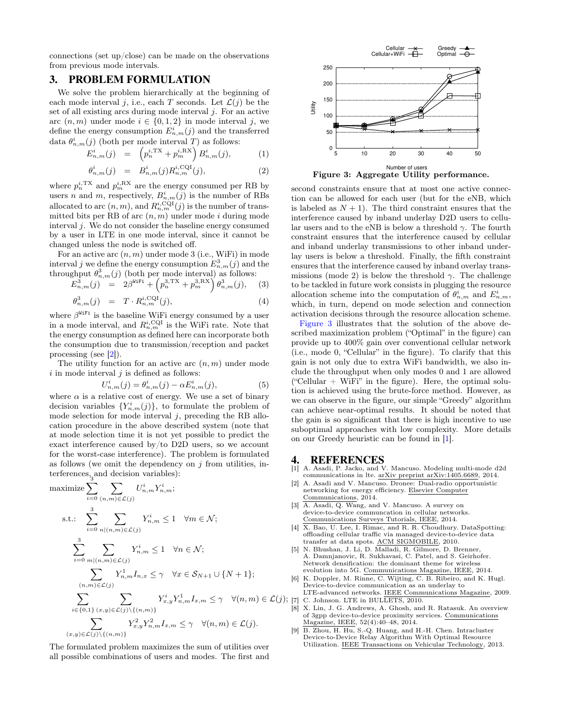connections (set up/close) can be made on the observations from previous mode intervals.

## 3. PROBLEM FORMULATION

We solve the problem hierarchically at the beginning of each mode interval $j$, i.e., each $T$ seconds. Let $\mathcal{L}(j)$ be the set of all existing arcs during mode interval $j$. For an active arc $(n,m)$ under mode $i \in \{0,1,2\}$ in mode interval $j$, we define the energy consumption $E^i_{n,m}(j)$ and the transferred data $\theta^i_{n,m}(j)$ (both per mode interval $T$) as follows:

$$E^i_{n,m}(j) = \left(p^{i,\text{TX}}_n + p^{i,\text{RX}}_m\right) B^i_{n,m}(j), \qquad (1)$$

$$\theta^i_{n,m}(j) = B^i_{n,m}(j) R^{i,\text{CQI}}_{n,m}(j), \qquad (2)$$

where $p^{i,\text{TX}}_n$ and $p^{i,\text{RX}}_m$ are the energy consumed per RB by users $n$ and $m$, respectively, $B^i_{n,m}(j)$ is the number of RBs allocated to arc $(n,m)$, and $R^{i,\text{CQI}}_{n,m}(j)$ is the number of transmitted bits per RB of arc $(n,m)$ under mode $i$ during mode interval $j$. We do not consider the baseline energy consumed by a user in LTE in one mode interval, since it cannot be changed unless the node is switched off.

For an active arc $(n,m)$ under mode 3 (i.e., WiFi) in mode interval $j$ we define the energy consumption $E^3_{n,m}(j)$ and the throughput $\theta^3_{n,m}(j)$ (both per mode interval) as follows:

$$E^3_{n,m}(j) = 2\beta^{\texttt{WiFi}} + \left(p^{3,\text{TX}}_n + p^{3,\text{RX}}_m\right)\theta^3_{n,m}(j), \qquad (3)$$

$$\theta^3_{n,m}(j) = T \cdot R^{i,\text{CQI}}_{n,m}(j), \qquad (4)$$

where $\beta^{\texttt{WiFi}}$ is the baseline WiFi energy consumed by a user in a mode interval, and $R^{i,\text{CQI}}_{n,m}$ is the WiFi rate. Note that the energy consumption as defined here can incorporate both the consumption due to transmission/reception and packet processing (see [2]).

The utility function for an active arc $(n,m)$ under mode $i$ in mode interval $j$ is defined as follows:

$$U^i_{n,m}(j) = \theta^i_{n,m}(j) - \alpha E^i_{n,m}(j), \qquad (5)$$

where $\alpha$ is a relative cost of energy. We use a set of binary decision variables $\{Y^i_{n,m}(j)\}$, to formulate the problem of mode selection for mode interval $j$, preceding the RB allocation procedure in the above described system (note that at mode selection time it is not yet possible to predict the exact interference caused by/to D2D users, so we account for the worst-case interference). The problem is formulated as follows (we omit the dependency on $j$ from utilities, interferences, and decision variables):

$$\text{maximize} \sum_{i=0}^{3} \sum_{(n,m)\in\mathcal{L}(j)} U^i_{n,m} Y^i_{n,m};$$

$$\text{s.t.:} \quad \sum_{i=0}^{3} \sum_{n|(n,m)\in\mathcal{L}(j)} Y^i_{n,m} \leq 1 \quad \forall m \in \mathcal{N};$$

$$\sum_{i=0}^{3} \sum_{m|(n,m)\in\mathcal{L}(j)} Y^i_{n,m} \leq 1 \quad \forall n \in \mathcal{N};$$

$$\sum_{(n,m)\in\mathcal{L}(j)} Y^1_{n,m} I_{n,x} \leq \gamma \quad \forall x \in \mathcal{S}_{N+1} \cup \{N+1\};$$

$$\sum_{i\in\{0,1\}} \sum_{(x,y)\in\mathcal{L}(j)\setminus\{(n,m)\}} Y^i_{x,y} Y^1_{n,m} I_{x,m} \leq \gamma \quad \forall (n,m) \in \mathcal{L}(j);$$

$$\sum_{(x,y)\in\mathcal{L}(j)\setminus\{(n,m)\}} Y^2_{x,y} Y^2_{n,m} I_{x,m} \leq \gamma \quad \forall (n,m) \in \mathcal{L}(j).$$

The formulated problem maximizes the sum of utilities over all possible combinations of users and modes. The first and second constraints ensure that at most one active connection can be allowed for each user (but for the eNB, which is labeled as $N+1$). The third constraint ensures that the interference caused by inband underlay D2D users to cellular users and to the eNB is below a threshold $\gamma$. The fourth constraint ensures that the interference caused by cellular and inband underlay transmissions to other inband underlay users is below a threshold. Finally, the fifth constraint ensures that the interference caused by inband overlay transmissions (mode 2) is below the threshold $\gamma$. The challenge to be tackled in future work consists in plugging the resource allocation scheme into the computation of $\theta^i_{n,m}$ and $E^i_{n,m}$, which, in turn, depend on mode selection and connection activation decisions through the resource allocation scheme.

Cellular
Cellular+WiFi
Greedy
Optimal
Utility
250
200
150
100
50
0
5
10
20
30
40
50
Number of users

**Figure 3: Aggregate Utility performance.**

Figure 3 illustrates that the solution of the above described maximization problem ("Optimal" in the figure) can provide up to 400% gain over conventional cellular network (i.e., mode 0, "Cellular" in the figure). To clarify that this gain is not only due to extra WiFi bandwidth, we also include the throughput when only modes 0 and 1 are allowed ("Cellular + WiFi" in the figure). Here, the optimal solution is achieved using the brute-force method. However, as we can observe in the figure, our simple "Greedy" algorithm can achieve near-optimal results. It should be noted that the gain is so significant that there is high incentive to use suboptimal approaches with low complexity. More details on our Greedy heuristic can be found in [1].

## 4. REFERENCES

[1] A. Asadi, P. Jacko, and V. Mancuso. Modeling multi-mode d2d communications in lte. arXiv preprint arXiv:1405.6689, 2014.

[2] A. Asadi and V. Mancuso. Dronee: Dual-radio opportunistic networking for energy efficiency. Elsevier Computer Communications, 2014.

[3] A. Asadi, Q. Wang, and V. Mancuso. A survey on device-to-device communcation in cellular networks. Communications Surveys Tutorials, IEEE, 2014.

[4] X. Bao, U. Lee, I. Rimac, and R. R. Choudhury. DataSpotting: offloading cellular traffic via managed device-to-device data transfer at data spots. ACM SIGMOBILE, 2010.

[5] N. Bhushan, J. Li, D. Malladi, R. Gilmore, D. Brenner, A. Damnjanovic, R. Sukhavasi, C. Patel, and S. Geirhofer. Network densification: the dominant theme for wireless evolution into 5G. Communications Magazine, IEEE, 2014.

[6] K. Doppler, M. Rinne, C. Wijting, C. B. Ribeiro, and K. Hugl. Device-to-device communication as an underlay to LTE-advanced networks. IEEE Communications Magazine, 2009.

[7] C. Johnson. LTE in BULLETS, 2010.

[8] X. Lin, J. G. Andrews, A. Ghosh, and R. Ratasuk. An overview of 3gpp device-to-device proximity services. Communications Magazine, IEEE, 52(4):40–48, 2014.

[9] B. Zhou, H. Hu, S.-Q. Huang, and H.-H. Chen. Intracluster Device-to-Device Relay Algorithm With Optimal Resource Utilization. IEEE Transactions on Vehicular Technology, 2013.